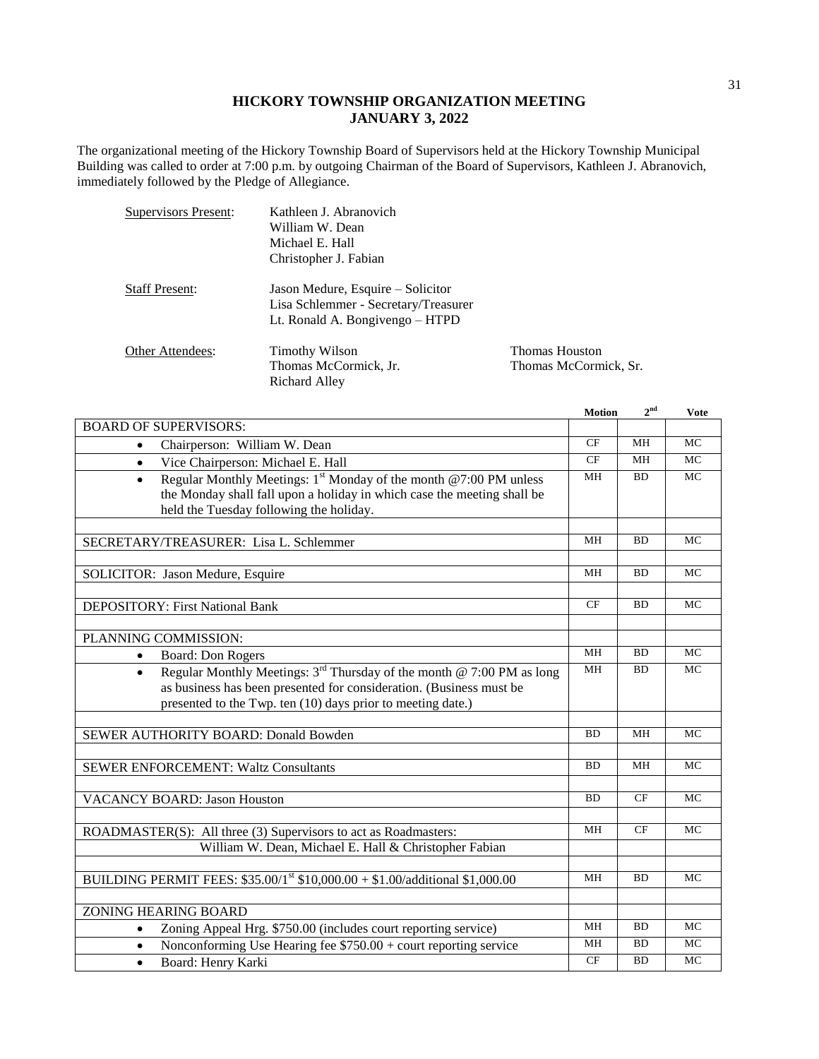# HICKORY TOWNSHIP ORGANIZATION MEETING
## JANUARY 3, 2022

The organizational meeting of the Hickory Township Board of Supervisors held at the Hickory Township Municipal Building was called to order at 7:00 p.m. by outgoing Chairman of the Board of Supervisors, Kathleen J. Abranovich, immediately followed by the Pledge of Allegiance.

Supervisors Present:
- Kathleen J. Abranovich
- William W. Dean
- Michael E. Hall
- Christopher J. Fabian

Staff Present:
- Jason Medure, Esquire – Solicitor
- Lisa Schlemmer - Secretary/Treasurer
- Lt. Ronald A. Bongivengo – HTPD

Other Attendees:
- Timothy Wilson
- Thomas McCormick, Jr.
- Richard Alley
- Thomas Houston
- Thomas McCormick, Sr.

| | Motion | 2nd | Vote |
|---|---|---|---|
| BOARD OF SUPERVISORS: | | | |
| • Chairperson: William W. Dean | CF | MH | MC |
| • Vice Chairperson: Michael E. Hall | CF | MH | MC |
| • Regular Monthly Meetings: 1st Monday of the month @7:00 PM unless the Monday shall fall upon a holiday in which case the meeting shall be held the Tuesday following the holiday. | MH | BD | MC |
| | | | |
| SECRETARY/TREASURER: Lisa L. Schlemmer | MH | BD | MC |
| | | | |
| SOLICITOR: Jason Medure, Esquire | MH | BD | MC |
| | | | |
| DEPOSITORY: First National Bank | CF | BD | MC |
| | | | |
| PLANNING COMMISSION: | | | |
| • Board: Don Rogers | MH | BD | MC |
| • Regular Monthly Meetings: 3rd Thursday of the month @ 7:00 PM as long as business has been presented for consideration. (Business must be presented to the Twp. ten (10) days prior to meeting date.) | MH | BD | MC |
| | | | |
| SEWER AUTHORITY BOARD: Donald Bowden | BD | MH | MC |
| | | | |
| SEWER ENFORCEMENT: Waltz Consultants | BD | MH | MC |
| | | | |
| VACANCY BOARD: Jason Houston | BD | CF | MC |
| | | | |
| ROADMASTER(S): All three (3) Supervisors to act as Roadmasters: | MH | CF | MC |
| William W. Dean, Michael E. Hall & Christopher Fabian | | | |
| | | | |
| BUILDING PERMIT FEES: \$35.00/1st \$10,000.00 + \$1.00/additional \$1,000.00 | MH | BD | MC |
| | | | |
| ZONING HEARING BOARD | | | |
| • Zoning Appeal Hrg. \$750.00 (includes court reporting service) | MH | BD | MC |
| • Nonconforming Use Hearing fee \$750.00 + court reporting service | MH | BD | MC |
| • Board: Henry Karki | CF | BD | MC |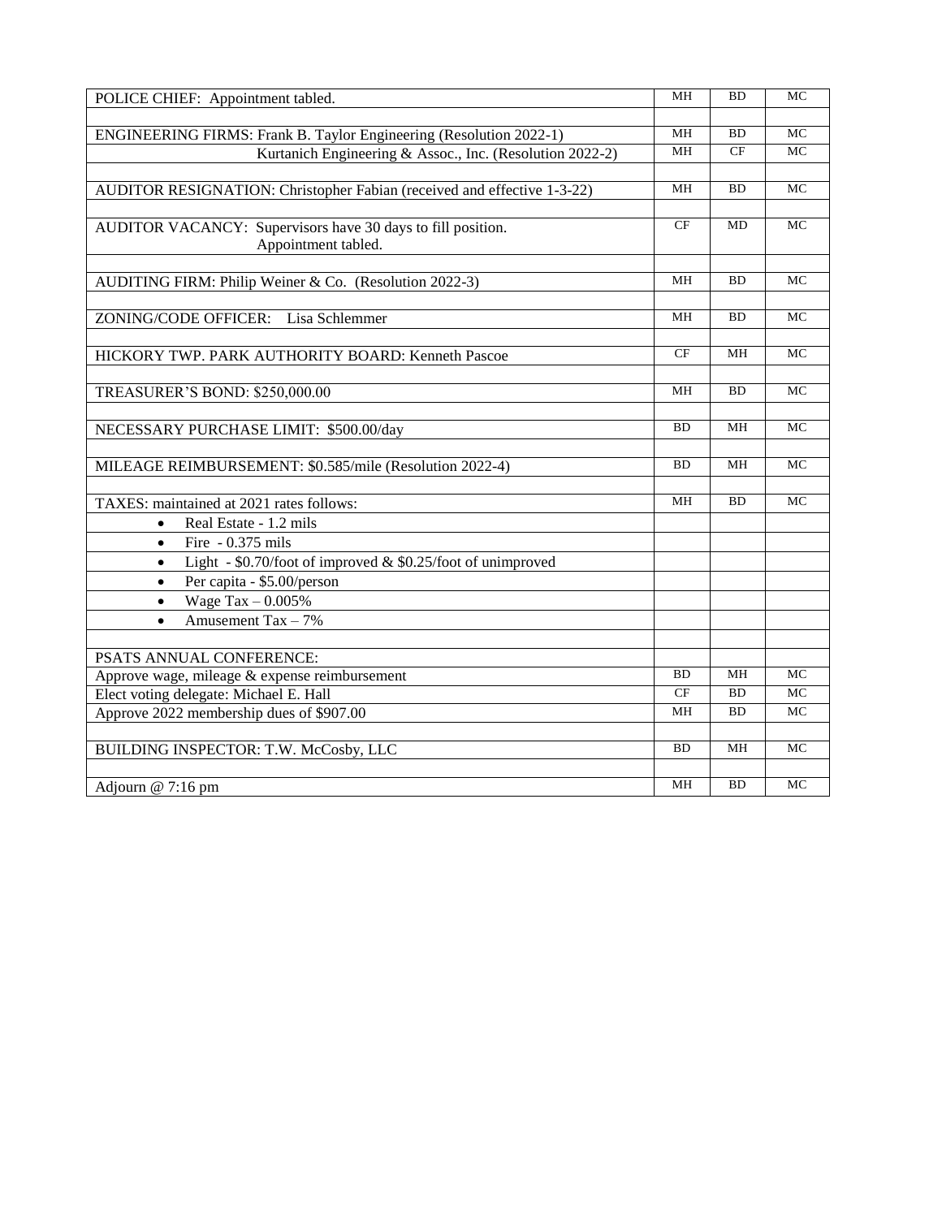| | | | |
|---|---|---|---|
| POLICE CHIEF: Appointment tabled. | MH | BD | MC |
| | | | |
| ENGINEERING FIRMS: Frank B. Taylor Engineering (Resolution 2022-1) | MH | BD | MC |
| Kurtanich Engineering & Assoc., Inc. (Resolution 2022-2) | MH | CF | MC |
| | | | |
| AUDITOR RESIGNATION: Christopher Fabian (received and effective 1-3-22) | MH | BD | MC |
| | | | |
| AUDITOR VACANCY: Supervisors have 30 days to fill position. Appointment tabled. | CF | MD | MC |
| | | | |
| AUDITING FIRM: Philip Weiner & Co. (Resolution 2022-3) | MH | BD | MC |
| | | | |
| ZONING/CODE OFFICER: Lisa Schlemmer | MH | BD | MC |
| | | | |
| HICKORY TWP. PARK AUTHORITY BOARD: Kenneth Pascoe | CF | MH | MC |
| | | | |
| TREASURER'S BOND: $250,000.00 | MH | BD | MC |
| | | | |
| NECESSARY PURCHASE LIMIT: $500.00/day | BD | MH | MC |
| | | | |
| MILEAGE REIMBURSEMENT: $0.585/mile (Resolution 2022-4) | BD | MH | MC |
| | | | |
| TAXES: maintained at 2021 rates follows: | MH | BD | MC |
| • Real Estate - 1.2 mils | | | |
| • Fire - 0.375 mils | | | |
| • Light - $0.70/foot of improved & $0.25/foot of unimproved | | | |
| • Per capita - $5.00/person | | | |
| • Wage Tax – 0.005% | | | |
| • Amusement Tax – 7% | | | |
| | | | |
| PSATS ANNUAL CONFERENCE: | | | |
| Approve wage, mileage & expense reimbursement | BD | MH | MC |
| Elect voting delegate: Michael E. Hall | CF | BD | MC |
| Approve 2022 membership dues of $907.00 | MH | BD | MC |
| | | | |
| BUILDING INSPECTOR: T.W. McCosby, LLC | BD | MH | MC |
| | | | |
| Adjourn @ 7:16 pm | MH | BD | MC |